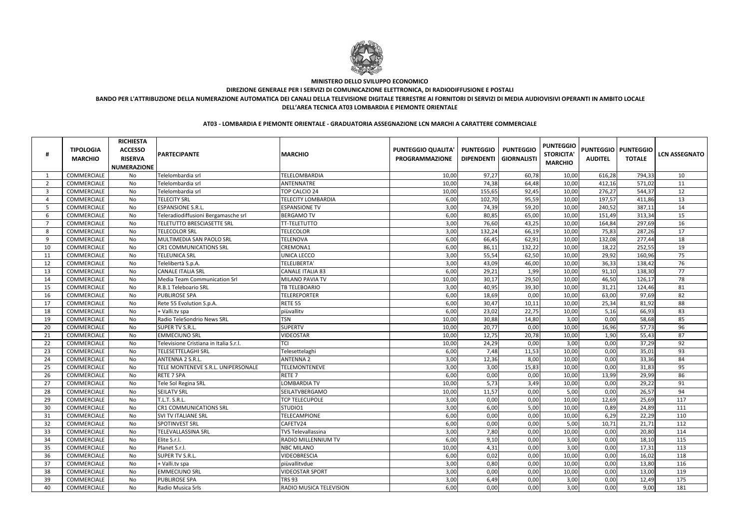**MINISTERO DELLO SVILUPPO ECONOMICO**

**DIREZIONE GENERALE PER I SERVIZI DI COMUNICAZIONE ELETTRONICA, DI RADIODIFFUSIONE E POSTALI**

**BANDO PER L'ATTRIBUZIONE DELLA NUMERAZIONE AUTOMATICA DEI CANALI DELLA TELEVISIONE DIGITALE TERRESTRE AI FORNITORI DI SERVIZI DI MEDIA AUDIOVISIVI OPERANTI IN AMBITO LOCALE DELL'AREA TECNICA AT03 LOMBARDIA E PIEMONTE ORIENTALE**

**AT03 - LOMBARDIA E PIEMONTE ORIENTALE - GRADUATORIA ASSEGNAZIONE LCN MARCHI A CARATTERE COMMERCIALE**

| # | TIPOLOGIA MARCHIO | RICHIESTA ACCESSO RISERVA NUMERAZIONE | PARTECIPANTE | MARCHIO | PUNTEGGIO QUALITA' PROGRAMMAZIONE | PUNTEGGIO DIPENDENTI | PUNTEGGIO GIORNALISTI | PUNTEGGIO STORICITA' MARCHIO | PUNTEGGIO AUDITEL | PUNTEGGIO TOTALE | LCN ASSEGNATO |
|---|---|---|---|---|---|---|---|---|---|---|---|
| 1 | COMMERCIALE | No | Telelombardia srl | TELELOMBARDIA | 10,00 | 97,27 | 60,78 | 10,00 | 616,28 | 794,33 | 10 |
| 2 | COMMERCIALE | No | Telelombardia srl | ANTENNATRE | 10,00 | 74,38 | 64,48 | 10,00 | 412,16 | 571,02 | 11 |
| 3 | COMMERCIALE | No | Telelombardia srl | TOP CALCIO 24 | 10,00 | 155,65 | 92,45 | 10,00 | 276,27 | 544,37 | 12 |
| 4 | COMMERCIALE | No | TELECITY SRL | TELECITY LOMBARDIA | 6,00 | 102,70 | 95,59 | 10,00 | 197,57 | 411,86 | 13 |
| 5 | COMMERCIALE | No | ESPANSIONE S.R.L. | ESPANSIONE TV | 3,00 | 74,39 | 59,20 | 10,00 | 240,52 | 387,11 | 14 |
| 6 | COMMERCIALE | No | Teleradiodiffusioni Bergamasche srl | BERGAMO TV | 6,00 | 80,85 | 65,00 | 10,00 | 151,49 | 313,34 | 15 |
| 7 | COMMERCIALE | No | TELETUTTO BRESCIASETTE SRL | TT-TELETUTTO | 3,00 | 76,60 | 43,25 | 10,00 | 164,84 | 297,69 | 16 |
| 8 | COMMERCIALE | No | TELECOLOR SRL | TELECOLOR | 3,00 | 132,24 | 66,19 | 10,00 | 75,83 | 287,26 | 17 |
| 9 | COMMERCIALE | No | MULTIMEDIA SAN PAOLO SRL | TELENOVA | 6,00 | 66,45 | 62,91 | 10,00 | 132,08 | 277,44 | 18 |
| 10 | COMMERCIALE | No | CR1 COMMUNICATIONS SRL | CREMONA1 | 6,00 | 86,11 | 132,22 | 10,00 | 18,22 | 252,55 | 19 |
| 11 | COMMERCIALE | No | TELEUNICA SRL | UNICA LECCO | 3,00 | 55,54 | 62,50 | 10,00 | 29,92 | 160,96 | 75 |
| 12 | COMMERCIALE | No | Telelibertà S.p.A. | TELELIBERTA' | 3,00 | 43,09 | 46,00 | 10,00 | 36,33 | 138,42 | 76 |
| 13 | COMMERCIALE | No | CANALE ITALIA SRL | CANALE ITALIA 83 | 6,00 | 29,21 | 1,99 | 10,00 | 91,10 | 138,30 | 77 |
| 14 | COMMERCIALE | No | Media Team Communication Srl | MILANO PAVIA TV | 10,00 | 30,17 | 29,50 | 10,00 | 46,50 | 126,17 | 78 |
| 15 | COMMERCIALE | No | R.B.1 Teleboario SRL | TB TELEBOARIO | 3,00 | 40,95 | 39,30 | 10,00 | 31,21 | 124,46 | 81 |
| 16 | COMMERCIALE | No | PUBLIROSE SPA | TELEREPORTER | 6,00 | 18,69 | 0,00 | 10,00 | 63,00 | 97,69 | 82 |
| 17 | COMMERCIALE | No | Rete 55 Evolution S.p.A. | RETE 55 | 6,00 | 30,47 | 10,11 | 10,00 | 25,34 | 81,92 | 88 |
| 18 | COMMERCIALE | No | + Valli.tv spa | piùvallitv | 6,00 | 23,02 | 22,75 | 10,00 | 5,16 | 66,93 | 83 |
| 19 | COMMERCIALE | No | Radio TeleSondrio News SRL | TSN | 10,00 | 30,88 | 14,80 | 3,00 | 0,00 | 58,68 | 85 |
| 20 | COMMERCIALE | No | SUPER TV S.R.L. | SUPERTV | 10,00 | 20,77 | 0,00 | 10,00 | 16,96 | 57,73 | 96 |
| 21 | COMMERCIALE | No | EMMECIUNO SRL | VIDEOSTAR | 10,00 | 12,75 | 20,78 | 10,00 | 1,90 | 55,43 | 87 |
| 22 | COMMERCIALE | No | Televisione Cristiana in Italia S.r.l. | TCI | 10,00 | 24,29 | 0,00 | 3,00 | 0,00 | 37,29 | 92 |
| 23 | COMMERCIALE | No | TELESETTELAGHI SRL | Telesettelaghi | 6,00 | 7,48 | 11,53 | 10,00 | 0,00 | 35,01 | 93 |
| 24 | COMMERCIALE | No | ANTENNA 2 S.R.L. | ANTENNA 2 | 3,00 | 12,36 | 8,00 | 10,00 | 0,00 | 33,36 | 84 |
| 25 | COMMERCIALE | No | TELE MONTENEVE S.R.L. UNIPERSONALE | TELEMONTENEVE | 3,00 | 3,00 | 15,83 | 10,00 | 0,00 | 31,83 | 95 |
| 26 | COMMERCIALE | No | RETE 7 SPA | RETE 7 | 6,00 | 0,00 | 0,00 | 10,00 | 13,99 | 29,99 | 86 |
| 27 | COMMERCIALE | No | Tele Sol Regina SRL | LOMBARDIA TV | 10,00 | 5,73 | 3,49 | 10,00 | 0,00 | 29,22 | 91 |
| 28 | COMMERCIALE | No | SEILATV SRL | SEILATVBERGAMO | 10,00 | 11,57 | 0,00 | 5,00 | 0,00 | 26,57 | 94 |
| 29 | COMMERCIALE | No | T.L.T. S.R.L. | TCP TELECUPOLE | 3,00 | 0,00 | 0,00 | 10,00 | 12,69 | 25,69 | 117 |
| 30 | COMMERCIALE | No | CR1 COMMUNICATIONS SRL | STUDIO1 | 3,00 | 6,00 | 5,00 | 10,00 | 0,89 | 24,89 | 111 |
| 31 | COMMERCIALE | No | SVI TV ITALIANE SRL | TELECAMPIONE | 6,00 | 0,00 | 0,00 | 10,00 | 6,29 | 22,29 | 110 |
| 32 | COMMERCIALE | No | SPOTINVEST SRL | CAFETV24 | 6,00 | 0,00 | 0,00 | 5,00 | 10,71 | 21,71 | 112 |
| 33 | COMMERCIALE | No | TELEVALLASSINA SRL | TVS Televallassina | 3,00 | 7,80 | 0,00 | 10,00 | 0,00 | 20,80 | 114 |
| 34 | COMMERCIALE | No | Elite S.r.l. | RADIO MILLENNIUM TV | 6,00 | 9,10 | 0,00 | 3,00 | 0,00 | 18,10 | 115 |
| 35 | COMMERCIALE | No | Planet S.r.l. | NBC MILANO | 10,00 | 4,31 | 0,00 | 3,00 | 0,00 | 17,31 | 113 |
| 36 | COMMERCIALE | No | SUPER TV S.R.L. | VIDEOBRESCIA | 6,00 | 0,02 | 0,00 | 10,00 | 0,00 | 16,02 | 118 |
| 37 | COMMERCIALE | No | + Valli.tv spa | piùvallitvdue | 3,00 | 0,80 | 0,00 | 10,00 | 0,00 | 13,80 | 116 |
| 38 | COMMERCIALE | No | EMMECIUNO SRL | VIDEOSTAR SPORT | 3,00 | 0,00 | 0,00 | 10,00 | 0,00 | 13,00 | 119 |
| 39 | COMMERCIALE | No | PUBLIROSE SPA | TRS 93 | 3,00 | 6,49 | 0,00 | 3,00 | 0,00 | 12,49 | 175 |
| 40 | COMMERCIALE | No | Radio Musica Srls | RADIO MUSICA TELEVISION | 6,00 | 0,00 | 0,00 | 3,00 | 0,00 | 9,00 | 181 |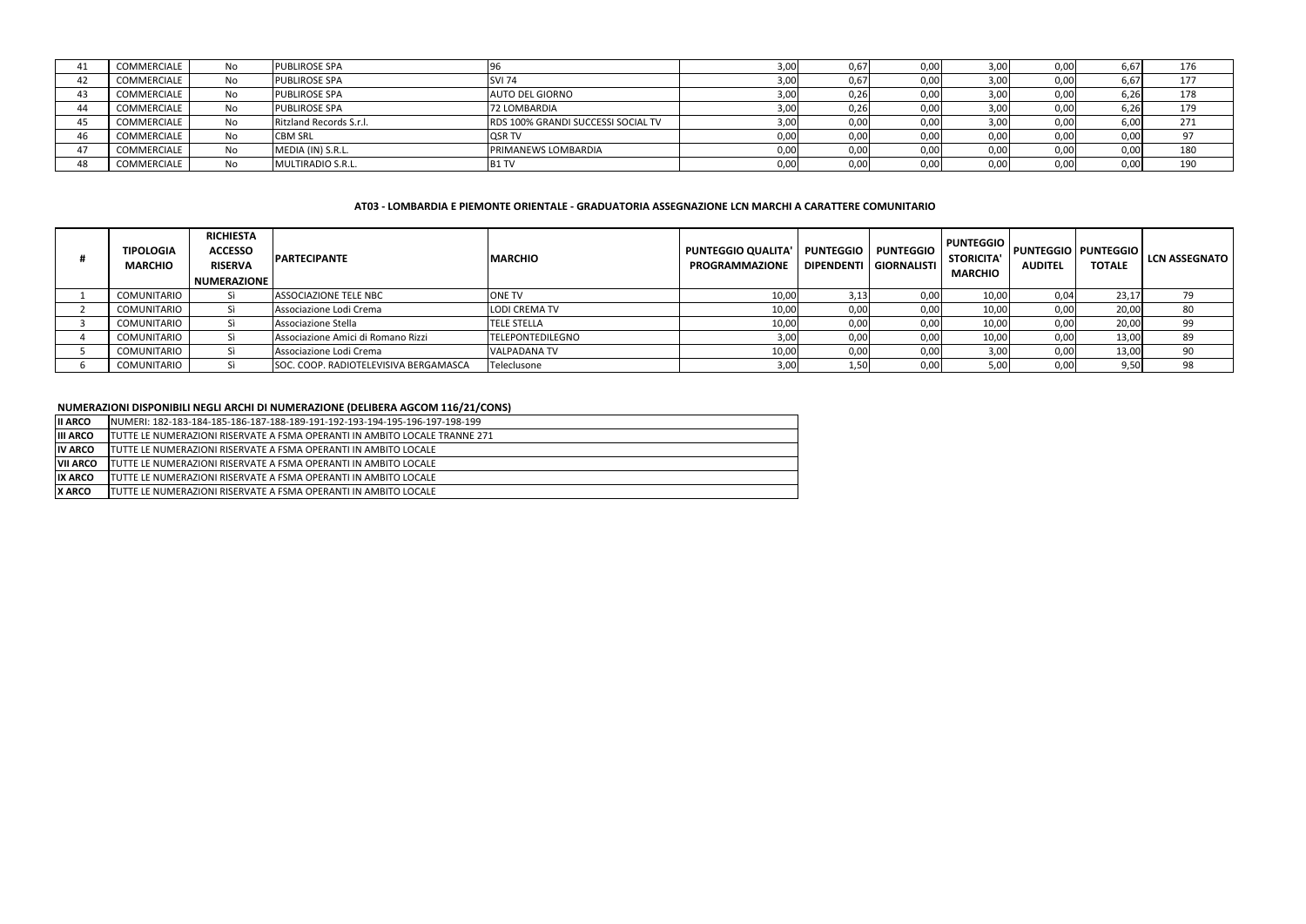| | | | | | | | | | | | |
|---|---|---|---|---|---|---|---|---|---|---|---|
| 41 | COMMERCIALE | No | PUBLIROSE SPA | 96 | 3,00 | 0,67 | 0,00 | 3,00 | 0,00 | 6,67 | 176 |
| 42 | COMMERCIALE | No | PUBLIROSE SPA | SVI 74 | 3,00 | 0,67 | 0,00 | 3,00 | 0,00 | 6,67 | 177 |
| 43 | COMMERCIALE | No | PUBLIROSE SPA | AUTO DEL GIORNO | 3,00 | 0,26 | 0,00 | 3,00 | 0,00 | 6,26 | 178 |
| 44 | COMMERCIALE | No | PUBLIROSE SPA | 72 LOMBARDIA | 3,00 | 0,26 | 0,00 | 3,00 | 0,00 | 6,26 | 179 |
| 45 | COMMERCIALE | No | Ritzland Records S.r.l. | RDS 100% GRANDI SUCCESSI SOCIAL TV | 3,00 | 0,00 | 0,00 | 3,00 | 0,00 | 6,00 | 271 |
| 46 | COMMERCIALE | No | CBM SRL | QSR TV | 0,00 | 0,00 | 0,00 | 0,00 | 0,00 | 0,00 | 97 |
| 47 | COMMERCIALE | No | MEDIA (IN) S.R.L. | PRIMANEWS LOMBARDIA | 0,00 | 0,00 | 0,00 | 0,00 | 0,00 | 0,00 | 180 |
| 48 | COMMERCIALE | No | MULTIRADIO S.R.L. | B1 TV | 0,00 | 0,00 | 0,00 | 0,00 | 0,00 | 0,00 | 190 |

**AT03 - LOMBARDIA E PIEMONTE ORIENTALE - GRADUATORIA ASSEGNAZIONE LCN MARCHI A CARATTERE COMUNITARIO**

| # | TIPOLOGIA MARCHIO | RICHIESTA ACCESSO RISERVA NUMERAZIONE | PARTECIPANTE | MARCHIO | PUNTEGGIO QUALITA' PROGRAMMAZIONE | PUNTEGGIO DIPENDENTI | PUNTEGGIO GIORNALISTI | PUNTEGGIO STORICITA' MARCHIO | PUNTEGGIO AUDITEL | PUNTEGGIO TOTALE | LCN ASSEGNATO |
|---|---|---|---|---|---|---|---|---|---|---|---|
| 1 | COMUNITARIO | Sì | ASSOCIAZIONE TELE NBC | ONE TV | 10,00 | 3,13 | 0,00 | 10,00 | 0,04 | 23,17 | 79 |
| 2 | COMUNITARIO | Sì | Associazione Lodi Crema | LODI CREMA TV | 10,00 | 0,00 | 0,00 | 10,00 | 0,00 | 20,00 | 80 |
| 3 | COMUNITARIO | Sì | Associazione Stella | TELE STELLA | 10,00 | 0,00 | 0,00 | 10,00 | 0,00 | 20,00 | 99 |
| 4 | COMUNITARIO | Sì | Associazione Amici di Romano Rizzi | TELEPONTEDILEGNO | 3,00 | 0,00 | 0,00 | 10,00 | 0,00 | 13,00 | 89 |
| 5 | COMUNITARIO | Sì | Associazione Lodi Crema | VALPADANA TV | 10,00 | 0,00 | 0,00 | 3,00 | 0,00 | 13,00 | 90 |
| 6 | COMUNITARIO | Sì | SOC. COOP. RADIOTELEVISIVA BERGAMASCA | Teleclusone | 3,00 | 1,50 | 0,00 | 5,00 | 0,00 | 9,50 | 98 |

**NUMERAZIONI DISPONIBILI NEGLI ARCHI DI NUMERAZIONE (DELIBERA AGCOM 116/21/CONS)**

| | |
|---|---|
| **II ARCO** | NUMERI: 182-183-184-185-186-187-188-189-191-192-193-194-195-196-197-198-199 |
| **III ARCO** | TUTTE LE NUMERAZIONI RISERVATE A FSMA OPERANTI IN AMBITO LOCALE TRANNE 271 |
| **IV ARCO** | TUTTE LE NUMERAZIONI RISERVATE A FSMA OPERANTI IN AMBITO LOCALE |
| **VII ARCO** | TUTTE LE NUMERAZIONI RISERVATE A FSMA OPERANTI IN AMBITO LOCALE |
| **IX ARCO** | TUTTE LE NUMERAZIONI RISERVATE A FSMA OPERANTI IN AMBITO LOCALE |
| **X ARCO** | TUTTE LE NUMERAZIONI RISERVATE A FSMA OPERANTI IN AMBITO LOCALE |